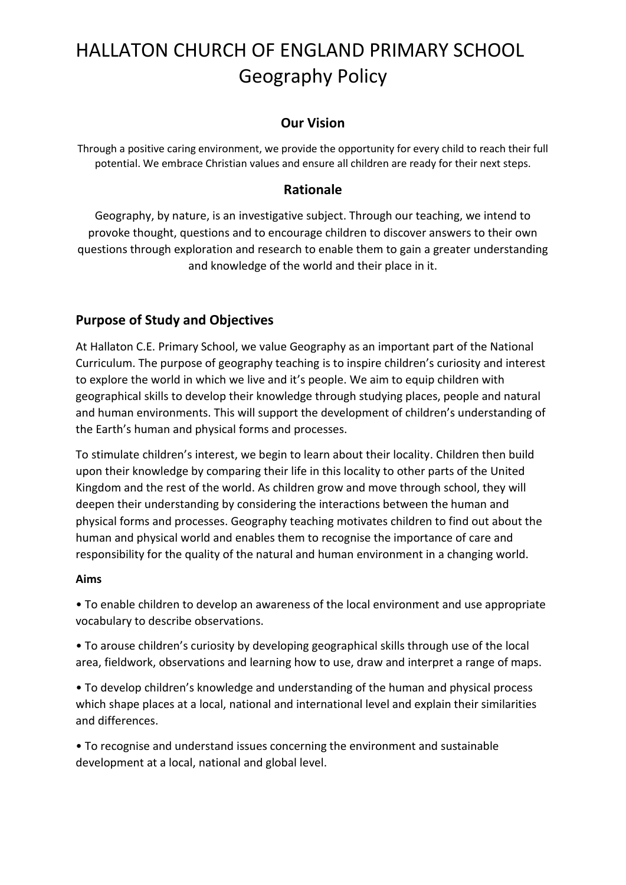# HALLATON CHURCH OF ENGLAND PRIMARY SCHOOL
# Geography Policy

## Our Vision

Through a positive caring environment, we provide the opportunity for every child to reach their full potential. We embrace Christian values and ensure all children are ready for their next steps.

## Rationale

Geography, by nature, is an investigative subject. Through our teaching, we intend to provoke thought, questions and to encourage children to discover answers to their own questions through exploration and research to enable them to gain a greater understanding and knowledge of the world and their place in it.

## Purpose of Study and Objectives

At Hallaton C.E. Primary School, we value Geography as an important part of the National Curriculum. The purpose of geography teaching is to inspire children's curiosity and interest to explore the world in which we live and it's people. We aim to equip children with geographical skills to develop their knowledge through studying places, people and natural and human environments. This will support the development of children's understanding of the Earth's human and physical forms and processes.

To stimulate children's interest, we begin to learn about their locality. Children then build upon their knowledge by comparing their life in this locality to other parts of the United Kingdom and the rest of the world. As children grow and move through school, they will deepen their understanding by considering the interactions between the human and physical forms and processes. Geography teaching motivates children to find out about the human and physical world and enables them to recognise the importance of care and responsibility for the quality of the natural and human environment in a changing world.

**Aims**

- To enable children to develop an awareness of the local environment and use appropriate vocabulary to describe observations.
- To arouse children's curiosity by developing geographical skills through use of the local area, fieldwork, observations and learning how to use, draw and interpret a range of maps.
- To develop children's knowledge and understanding of the human and physical process which shape places at a local, national and international level and explain their similarities and differences.
- To recognise and understand issues concerning the environment and sustainable development at a local, national and global level.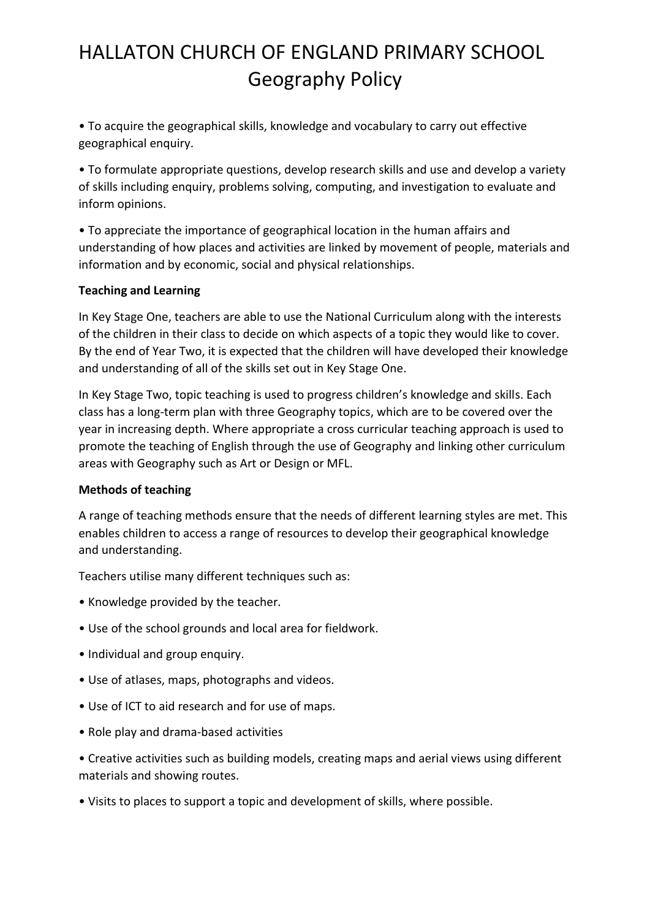# HALLATON CHURCH OF ENGLAND PRIMARY SCHOOL Geography Policy

- To acquire the geographical skills, knowledge and vocabulary to carry out effective geographical enquiry.
- To formulate appropriate questions, develop research skills and use and develop a variety of skills including enquiry, problems solving, computing, and investigation to evaluate and inform opinions.
- To appreciate the importance of geographical location in the human affairs and understanding of how places and activities are linked by movement of people, materials and information and by economic, social and physical relationships.

**Teaching and Learning**

In Key Stage One, teachers are able to use the National Curriculum along with the interests of the children in their class to decide on which aspects of a topic they would like to cover. By the end of Year Two, it is expected that the children will have developed their knowledge and understanding of all of the skills set out in Key Stage One.

In Key Stage Two, topic teaching is used to progress children's knowledge and skills. Each class has a long-term plan with three Geography topics, which are to be covered over the year in increasing depth. Where appropriate a cross curricular teaching approach is used to promote the teaching of English through the use of Geography and linking other curriculum areas with Geography such as Art or Design or MFL.

**Methods of teaching**

A range of teaching methods ensure that the needs of different learning styles are met. This enables children to access a range of resources to develop their geographical knowledge and understanding.

Teachers utilise many different techniques such as:

- Knowledge provided by the teacher.
- Use of the school grounds and local area for fieldwork.
- Individual and group enquiry.
- Use of atlases, maps, photographs and videos.
- Use of ICT to aid research and for use of maps.
- Role play and drama-based activities
- Creative activities such as building models, creating maps and aerial views using different materials and showing routes.
- Visits to places to support a topic and development of skills, where possible.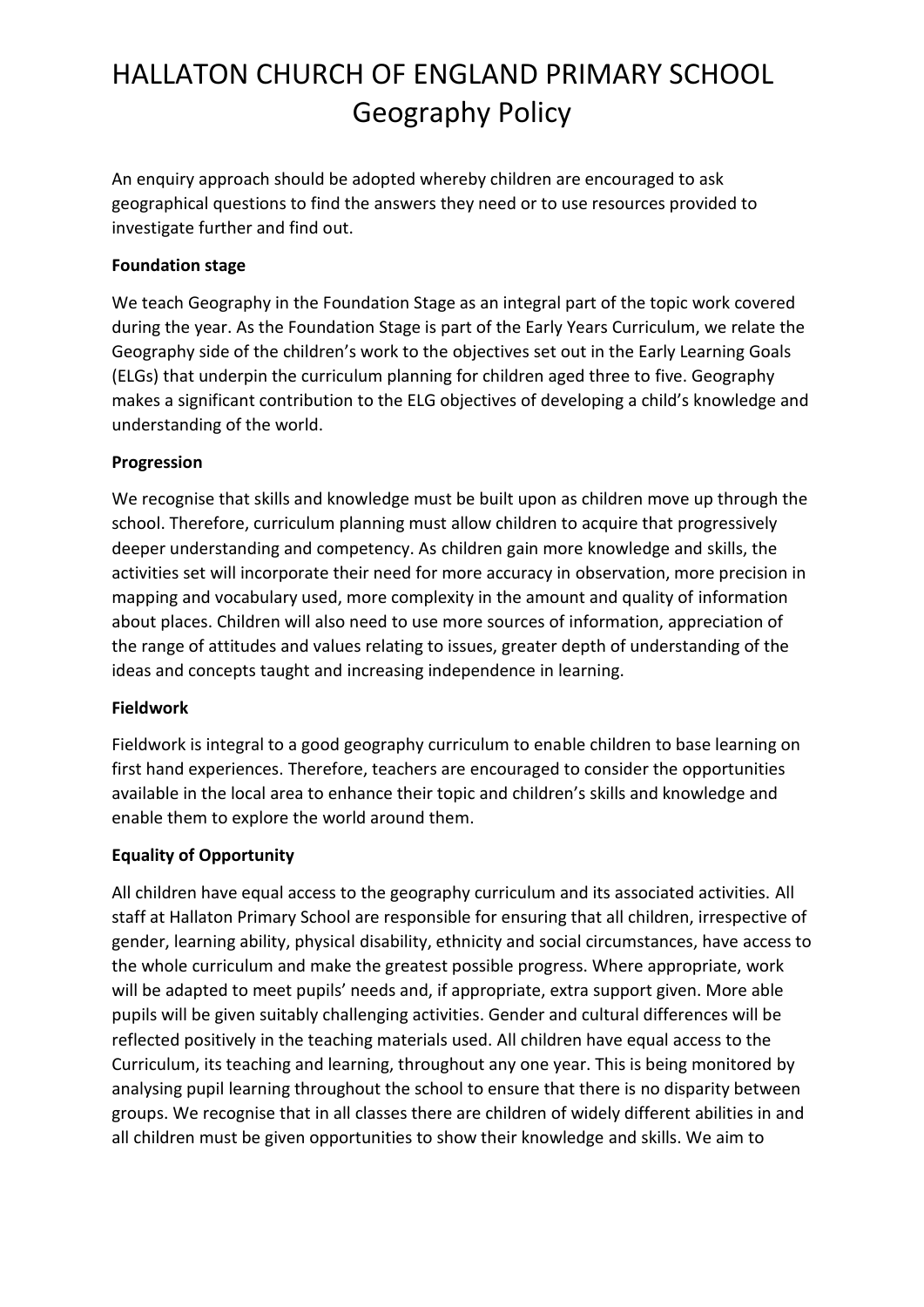# HALLATON CHURCH OF ENGLAND PRIMARY SCHOOL
## Geography Policy

An enquiry approach should be adopted whereby children are encouraged to ask geographical questions to find the answers they need or to use resources provided to investigate further and find out.

**Foundation stage**

We teach Geography in the Foundation Stage as an integral part of the topic work covered during the year. As the Foundation Stage is part of the Early Years Curriculum, we relate the Geography side of the children's work to the objectives set out in the Early Learning Goals (ELGs) that underpin the curriculum planning for children aged three to five. Geography makes a significant contribution to the ELG objectives of developing a child's knowledge and understanding of the world.

**Progression**

We recognise that skills and knowledge must be built upon as children move up through the school. Therefore, curriculum planning must allow children to acquire that progressively deeper understanding and competency. As children gain more knowledge and skills, the activities set will incorporate their need for more accuracy in observation, more precision in mapping and vocabulary used, more complexity in the amount and quality of information about places. Children will also need to use more sources of information, appreciation of the range of attitudes and values relating to issues, greater depth of understanding of the ideas and concepts taught and increasing independence in learning.

**Fieldwork**

Fieldwork is integral to a good geography curriculum to enable children to base learning on first hand experiences. Therefore, teachers are encouraged to consider the opportunities available in the local area to enhance their topic and children's skills and knowledge and enable them to explore the world around them.

**Equality of Opportunity**

All children have equal access to the geography curriculum and its associated activities. All staff at Hallaton Primary School are responsible for ensuring that all children, irrespective of gender, learning ability, physical disability, ethnicity and social circumstances, have access to the whole curriculum and make the greatest possible progress. Where appropriate, work will be adapted to meet pupils' needs and, if appropriate, extra support given. More able pupils will be given suitably challenging activities. Gender and cultural differences will be reflected positively in the teaching materials used. All children have equal access to the Curriculum, its teaching and learning, throughout any one year. This is being monitored by analysing pupil learning throughout the school to ensure that there is no disparity between groups. We recognise that in all classes there are children of widely different abilities in and all children must be given opportunities to show their knowledge and skills. We aim to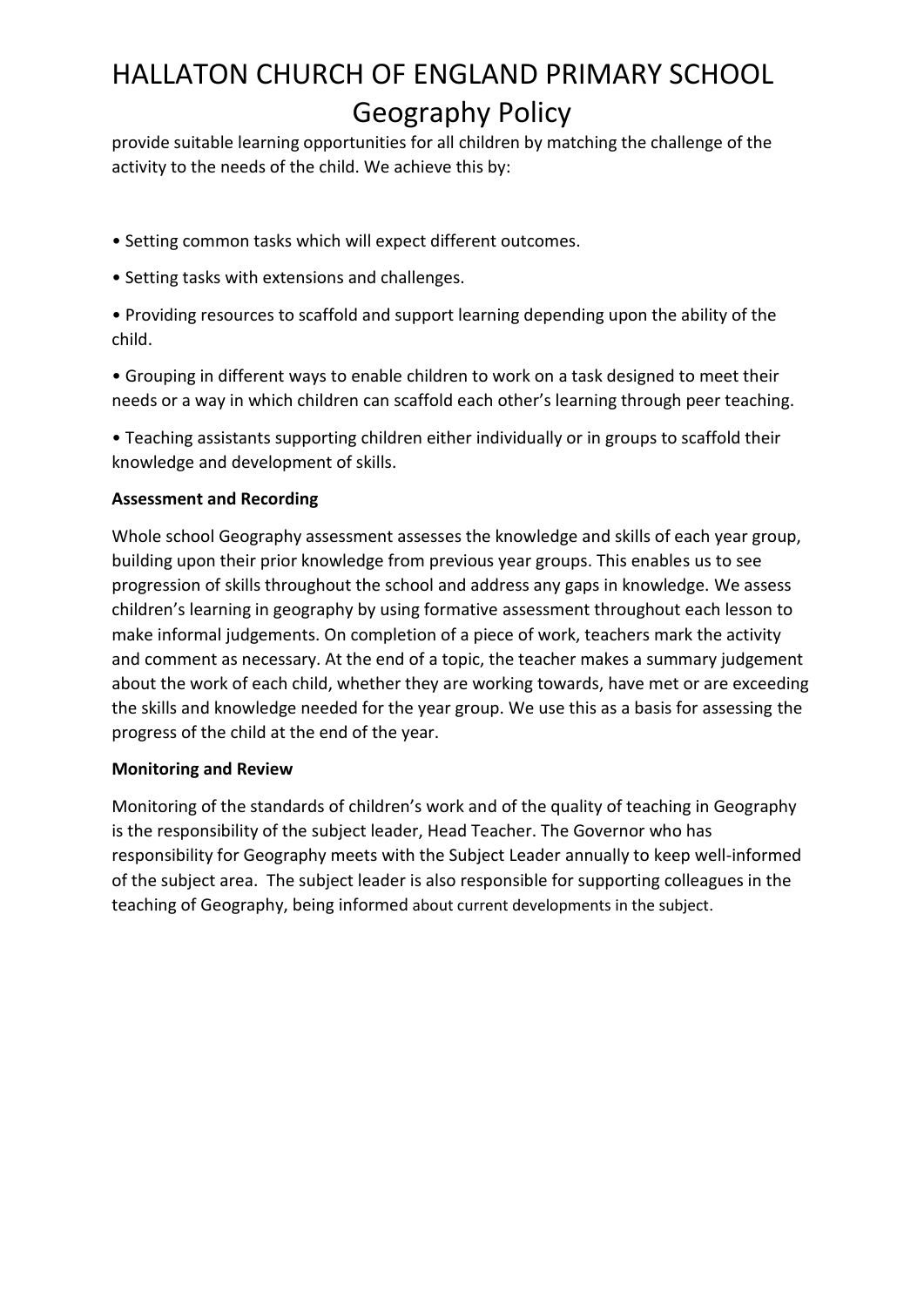provide suitable learning opportunities for all children by matching the challenge of the activity to the needs of the child. We achieve this by:

• Setting common tasks which will expect different outcomes.

• Setting tasks with extensions and challenges.

• Providing resources to scaffold and support learning depending upon the ability of the child.

• Grouping in different ways to enable children to work on a task designed to meet their needs or a way in which children can scaffold each other's learning through peer teaching.

• Teaching assistants supporting children either individually or in groups to scaffold their knowledge and development of skills.

**Assessment and Recording**

Whole school Geography assessment assesses the knowledge and skills of each year group, building upon their prior knowledge from previous year groups. This enables us to see progression of skills throughout the school and address any gaps in knowledge. We assess children's learning in geography by using formative assessment throughout each lesson to make informal judgements. On completion of a piece of work, teachers mark the activity and comment as necessary. At the end of a topic, the teacher makes a summary judgement about the work of each child, whether they are working towards, have met or are exceeding the skills and knowledge needed for the year group. We use this as a basis for assessing the progress of the child at the end of the year.

**Monitoring and Review**

Monitoring of the standards of children's work and of the quality of teaching in Geography is the responsibility of the subject leader, Head Teacher. The Governor who has responsibility for Geography meets with the Subject Leader annually to keep well-informed of the subject area. The subject leader is also responsible for supporting colleagues in the teaching of Geography, being informed about current developments in the subject.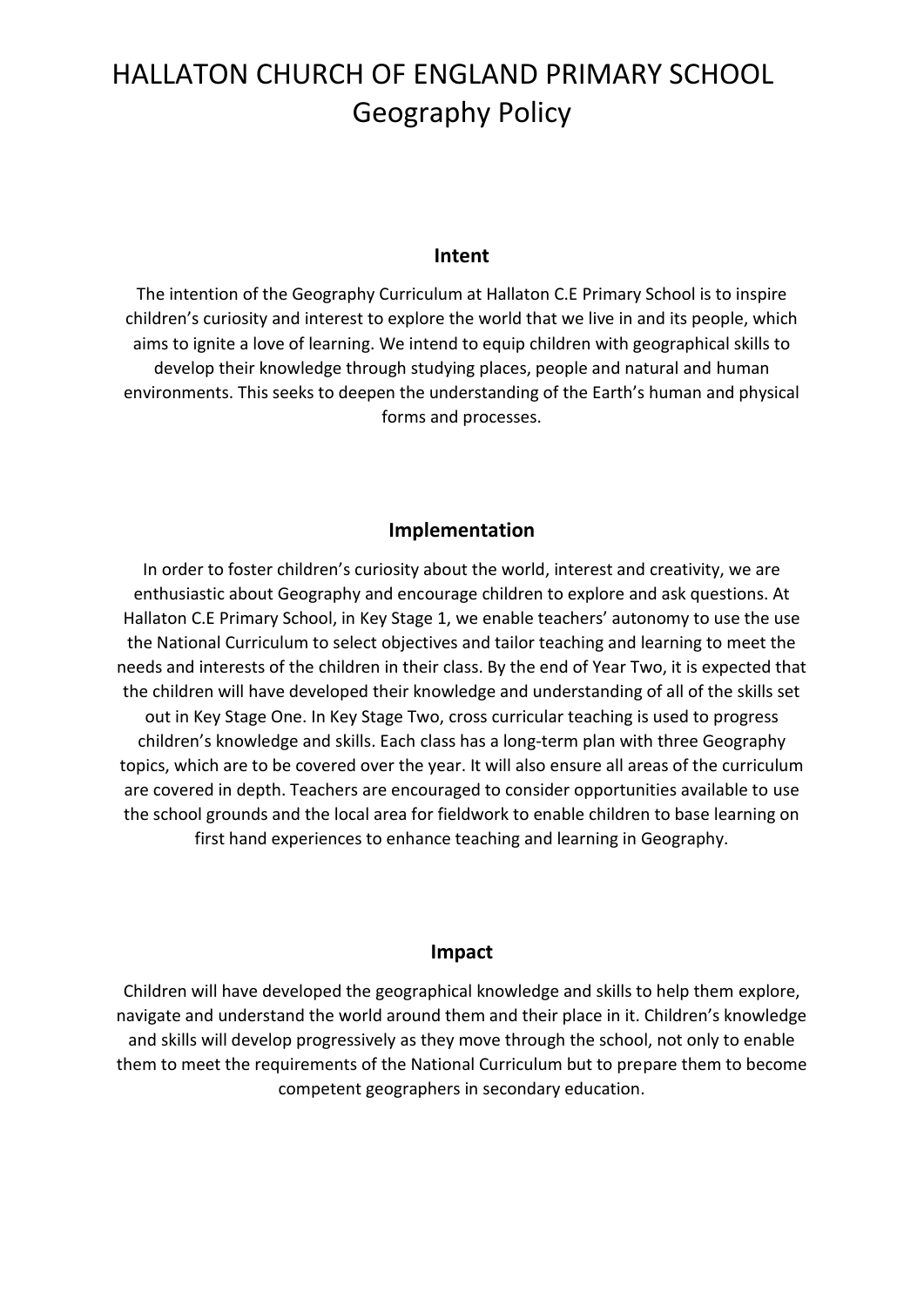# HALLATON CHURCH OF ENGLAND PRIMARY SCHOOL
# Geography Policy

## Intent

The intention of the Geography Curriculum at Hallaton C.E Primary School is to inspire children's curiosity and interest to explore the world that we live in and its people, which aims to ignite a love of learning. We intend to equip children with geographical skills to develop their knowledge through studying places, people and natural and human environments. This seeks to deepen the understanding of the Earth's human and physical forms and processes.

## Implementation

In order to foster children's curiosity about the world, interest and creativity, we are enthusiastic about Geography and encourage children to explore and ask questions. At Hallaton C.E Primary School, in Key Stage 1, we enable teachers' autonomy to use the use the National Curriculum to select objectives and tailor teaching and learning to meet the needs and interests of the children in their class. By the end of Year Two, it is expected that the children will have developed their knowledge and understanding of all of the skills set out in Key Stage One. In Key Stage Two, cross curricular teaching is used to progress children's knowledge and skills. Each class has a long-term plan with three Geography topics, which are to be covered over the year. It will also ensure all areas of the curriculum are covered in depth. Teachers are encouraged to consider opportunities available to use the school grounds and the local area for fieldwork to enable children to base learning on first hand experiences to enhance teaching and learning in Geography.

## Impact

Children will have developed the geographical knowledge and skills to help them explore, navigate and understand the world around them and their place in it. Children's knowledge and skills will develop progressively as they move through the school, not only to enable them to meet the requirements of the National Curriculum but to prepare them to become competent geographers in secondary education.